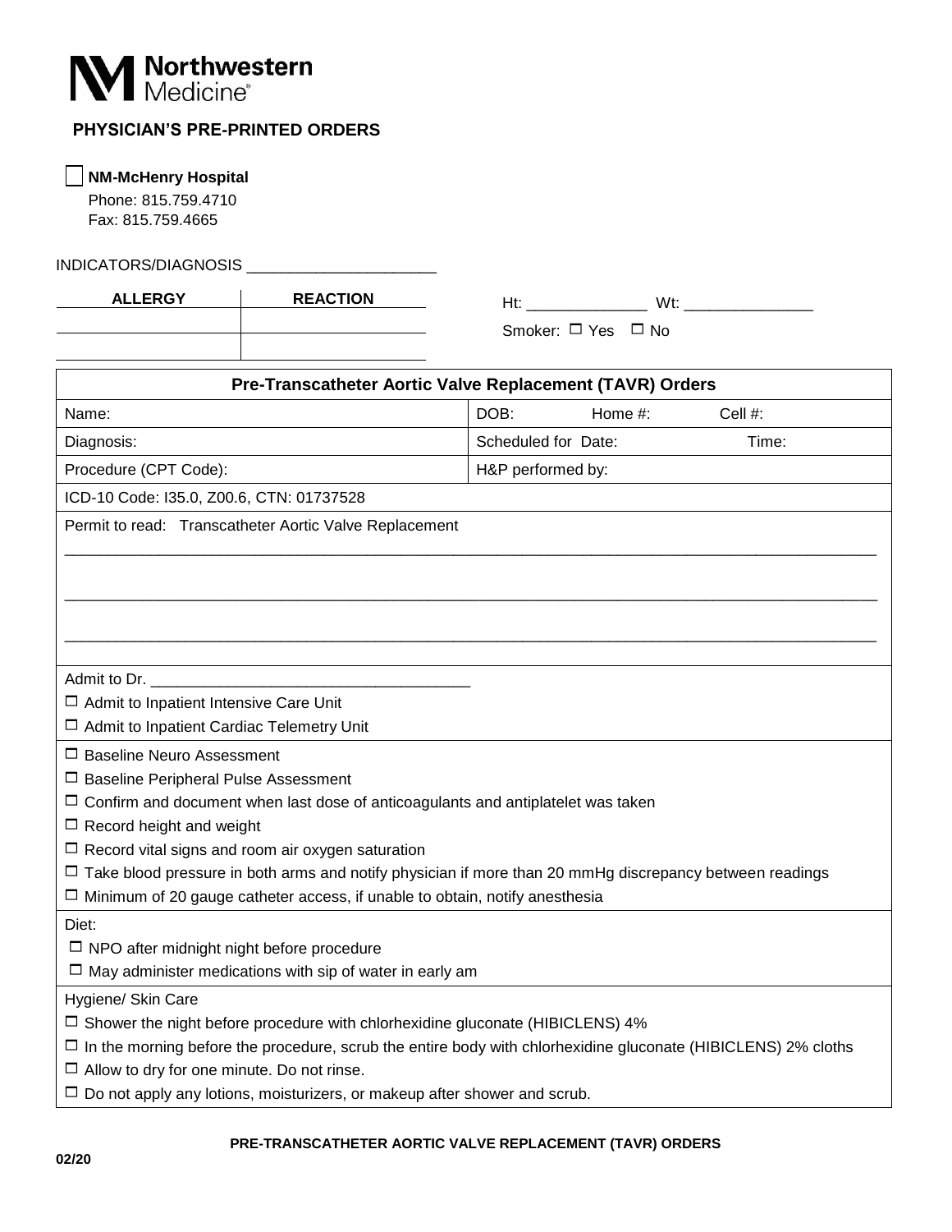**Northwestern Medicine**

## PHYSICIAN'S PRE-PRINTED ORDERS

☐ **NM-McHenry Hospital**
Phone: 815.759.4710
Fax: 815.759.4665

INDICATORS/DIAGNOSIS ______________________

| ALLERGY | REACTION |
|---|---|
| | |
| | |

Ht: ______________ Wt: _______________

Smoker: ☐ Yes ☐ No

| **Pre-Transcatheter Aortic Valve Replacement (TAVR) Orders** | |
|---|---|
| Name: | DOB: Home #: Cell #: |
| Diagnosis: | Scheduled for Date: Time: |
| Procedure (CPT Code): | H&P performed by: |
| ICD-10 Code: I35.0, Z00.6, CTN: 01737528 | |

Permit to read: Transcatheter Aortic Valve Replacement

_______________________________________________________________________________

_______________________________________________________________________________

_______________________________________________________________________________

Admit to Dr. ______________________________________

☐ Admit to Inpatient Intensive Care Unit
☐ Admit to Inpatient Cardiac Telemetry Unit

☐ Baseline Neuro Assessment
☐ Baseline Peripheral Pulse Assessment
☐ Confirm and document when last dose of anticoagulants and antiplatelet was taken
☐ Record height and weight
☐ Record vital signs and room air oxygen saturation
☐ Take blood pressure in both arms and notify physician if more than 20 mmHg discrepancy between readings
☐ Minimum of 20 gauge catheter access, if unable to obtain, notify anesthesia

Diet:
☐ NPO after midnight night before procedure
☐ May administer medications with sip of water in early am

Hygiene/ Skin Care
☐ Shower the night before procedure with chlorhexidine gluconate (HIBICLENS) 4%
☐ In the morning before the procedure, scrub the entire body with chlorhexidine gluconate (HIBICLENS) 2% cloths
☐ Allow to dry for one minute. Do not rinse.
☐ Do not apply any lotions, moisturizers, or makeup after shower and scrub.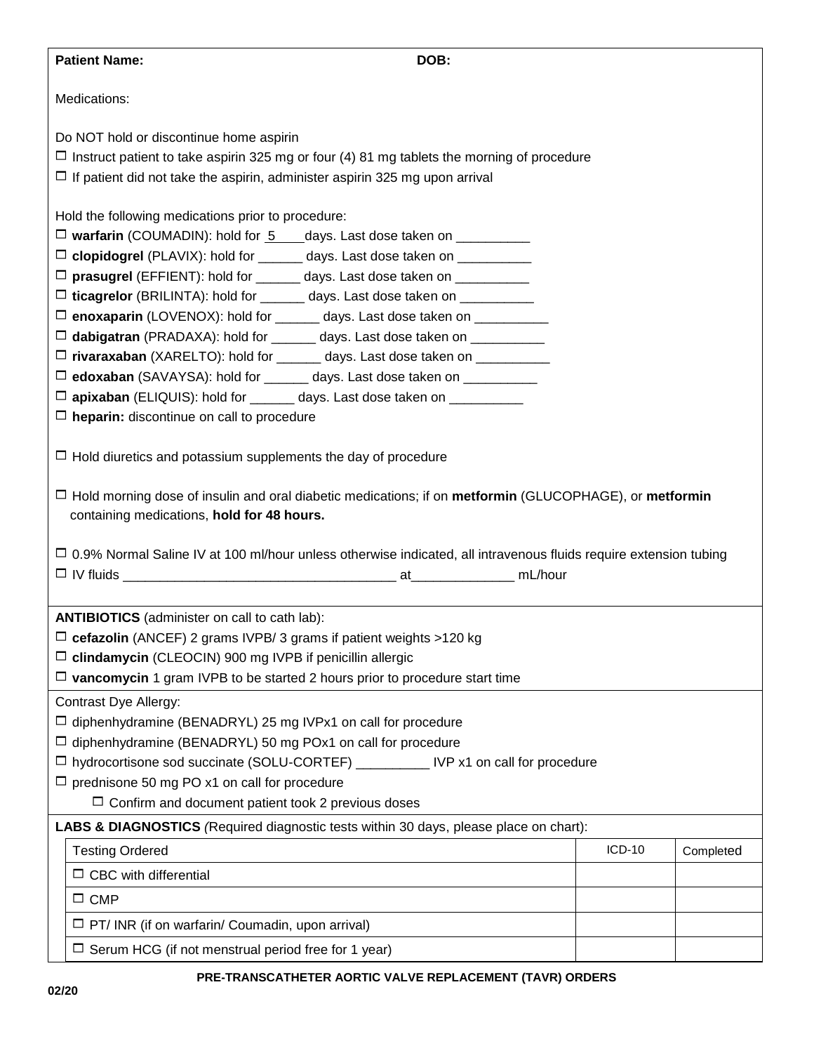**Patient Name:** **DOB:**

Medications:

Do NOT hold or discontinue home aspirin

- ☐ Instruct patient to take aspirin 325 mg or four (4) 81 mg tablets the morning of procedure
- ☐ If patient did not take the aspirin, administer aspirin 325 mg upon arrival

Hold the following medications prior to procedure:

- ☐ **warfarin** (COUMADIN): hold for 5 days. Last dose taken on __________
- ☐ **clopidogrel** (PLAVIX): hold for ______ days. Last dose taken on __________
- ☐ **prasugrel** (EFFIENT): hold for ______ days. Last dose taken on __________
- ☐ **ticagrelor** (BRILINTA): hold for ______ days. Last dose taken on __________
- ☐ **enoxaparin** (LOVENOX): hold for ______ days. Last dose taken on __________
- ☐ **dabigatran** (PRADAXA): hold for ______ days. Last dose taken on __________
- ☐ **rivaraxaban** (XARELTO): hold for ______ days. Last dose taken on __________
- ☐ **edoxaban** (SAVAYSA): hold for ______ days. Last dose taken on __________
- ☐ **apixaban** (ELIQUIS): hold for ______ days. Last dose taken on __________
- ☐ **heparin:** discontinue on call to procedure

☐ Hold diuretics and potassium supplements the day of procedure

☐ Hold morning dose of insulin and oral diabetic medications; if on **metformin** (GLUCOPHAGE), or **metformin** containing medications, **hold for 48 hours.**

☐ 0.9% Normal Saline IV at 100 ml/hour unless otherwise indicated, all intravenous fluids require extension tubing

☐ IV fluids ______________________________________ at______________ mL/hour

**ANTIBIOTICS** (administer on call to cath lab):

- ☐ **cefazolin** (ANCEF) 2 grams IVPB/ 3 grams if patient weights >120 kg
- ☐ **clindamycin** (CLEOCIN) 900 mg IVPB if penicillin allergic
- ☐ **vancomycin** 1 gram IVPB to be started 2 hours prior to procedure start time

Contrast Dye Allergy:

- ☐ diphenhydramine (BENADRYL) 25 mg IVPx1 on call for procedure
- ☐ diphenhydramine (BENADRYL) 50 mg POx1 on call for procedure
- ☐ hydrocortisone sod succinate (SOLU-CORTEF) __________ IVP x1 on call for procedure
- ☐ prednisone 50 mg PO x1 on call for procedure
  - ☐ Confirm and document patient took 2 previous doses

**LABS & DIAGNOSTICS** *(Required diagnostic tests within 30 days, please place on chart):*

| Testing Ordered | ICD-10 | Completed |
|---|---|---|
| ☐ CBC with differential | | |
| ☐ CMP | | |
| ☐ PT/ INR (if on warfarin/ Coumadin, upon arrival) | | |
| ☐ Serum HCG (if not menstrual period free for 1 year) | | |

**PRE-TRANSCATHETER AORTIC VALVE REPLACEMENT (TAVR) ORDERS**

02/20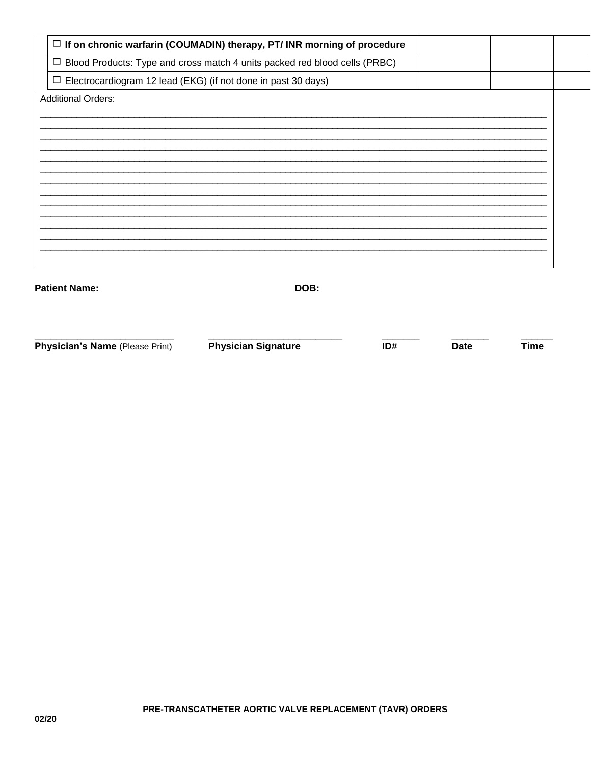| | | | |
|---|---|---|---|
| ☐ **If on chronic warfarin (COUMADIN) therapy, PT/ INR morning of procedure** | | | |
| ☐ Blood Products: Type and cross match 4 units packed red blood cells (PRBC) | | | |
| ☐ Electrocardiogram 12 lead (EKG) (if not done in past 30 days) | | | |

Additional Orders:

_______________________________________________________________________________
_______________________________________________________________________________
_______________________________________________________________________________
_______________________________________________________________________________
_______________________________________________________________________________
_______________________________________________________________________________
_______________________________________________________________________________
_______________________________________________________________________________
_______________________________________________________________________________
_______________________________________________________________________________
_______________________________________________________________________________
_______________________________________________________________________________
_______________________________________________________________________________

**Patient Name:** **DOB:**

| ______________________ | ______________________ | ______ | ______ | ______ |
|---|---|---|---|---|
| **Physician's Name** (Please Print) | **Physician Signature** | **ID#** | **Date** | **Time** |

**PRE-TRANSCATHETER AORTIC VALVE REPLACEMENT (TAVR) ORDERS**

**02/20**